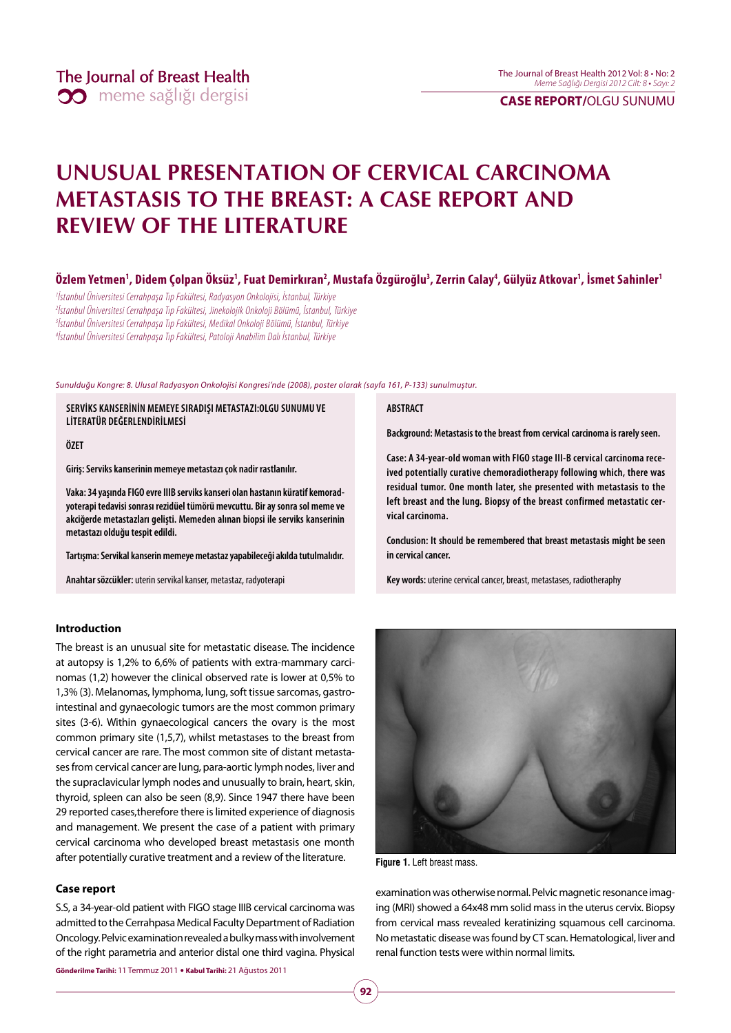# UNUSUAL PRESENTATION OF CERVICAL CARCINOMA METASTASIS TO THE BREAST: A CASE REPORT AND REVIEW OF THE LITERATURE

**Özlem Yetmen[1], Didem Çolpan Öksüz[1], Fuat Demirkıran[2], Mustafa Özgüroğlu[3], Zerrin Calay[4], Gülyüz Atkovar[1], İsmet Sahinler[1]**

[1]İstanbul Üniversitesi Cerrahpaşa Tıp Fakültesi, Radyasyon Onkolojisi, İstanbul, Türkiye
[2]İstanbul Üniversitesi Cerrahpaşa Tıp Fakültesi, Jinekolojik Onkoloji Bölümü, İstanbul, Türkiye
[3]İstanbul Üniversitesi Cerrahpaşa Tıp Fakültesi, Medikal Onkoloji Bölümü, İstanbul, Türkiye
[4]İstanbul Üniversitesi Cerrahpaşa Tıp Fakültesi, Patoloji Anabilim Dalı İstanbul, Türkiye

*Sunulduğu Kongre: 8. Ulusal Radyasyon Onkolojisi Kongresi'nde (2008), poster olarak (sayfa 161, P-133) sunulmuştur.*

**SERVİKS KANSERİNİN MEMEYE SIRADIŞI METASTAZI:OLGU SUNUMU VE LİTERATÜR DEĞERLENDİRİLMESİ**

**ÖZET**

**Giriş: Serviks kanserinin memeye metastazı çok nadir rastlanılır.**

**Vaka: 34 yaşında FIGO evre IIIB serviks kanseri olan hastanın küratif kemoradyoterapi tedavisi sonrası rezidüel tümörü mevcuttu. Bir ay sonra sol meme ve akciğerde metastazları gelişti. Memeden alınan biopsi ile serviks kanserinin metastazı olduğu tespit edildi.**

**Tartışma: Servikal kanserin memeye metastaz yapabileceği akılda tutulmalıdır.**

**Anahtar sözcükler:** uterin servikal kanser, metastaz, radyoterapi

**ABSTRACT**

**Background: Metastasis to the breast from cervical carcinoma is rarely seen.**

**Case: A 34-year-old woman with FIGO stage III-B cervical carcinoma received potentially curative chemoradiotherapy following which, there was residual tumor. One month later, she presented with metastasis to the left breast and the lung. Biopsy of the breast confirmed metastatic cervical carcinoma.**

**Conclusion: It should be remembered that breast metastasis might be seen in cervical cancer.**

**Key words:** uterine cervical cancer, breast, metastases, radiotheraphy

## Introduction

The breast is an unusual site for metastatic disease. The incidence at autopsy is 1,2% to 6,6% of patients with extra-mammary carcinomas (1,2) however the clinical observed rate is lower at 0,5% to 1,3% (3). Melanomas, lymphoma, lung, soft tissue sarcomas, gastrointestinal and gynaecologic tumors are the most common primary sites (3-6). Within gynaecological cancers the ovary is the most common primary site (1,5,7), whilst metastases to the breast from cervical cancer are rare. The most common site of distant metastases from cervical cancer are lung, para-aortic lymph nodes, liver and the supraclavicular lymph nodes and unusually to brain, heart, skin, thyroid, spleen can also be seen (8,9). Since 1947 there have been 29 reported cases,therefore there is limited experience of diagnosis and management. We present the case of a patient with primary cervical carcinoma who developed breast metastasis one month after potentially curative treatment and a review of the literature.

**Figure 1.** Left breast mass.

## Case report

S.S, a 34-year-old patient with FIGO stage IIIB cervical carcinoma was admitted to the Cerrahpasa Medical Faculty Department of Radiation Oncology. Pelvic examination revealed a bulky mass with involvement of the right parametria and anterior distal one third vagina. Physical examination was otherwise normal. Pelvic magnetic resonance imaging (MRI) showed a 64x48 mm solid mass in the uterus cervix. Biopsy from cervical mass revealed keratinizing squamous cell carcinoma. No metastatic disease was found by CT scan. Hematological, liver and renal function tests were within normal limits.

**Gönderilme Tarihi:** 11 Temmuz 2011 • **Kabul Tarihi:** 21 Ağustos 2011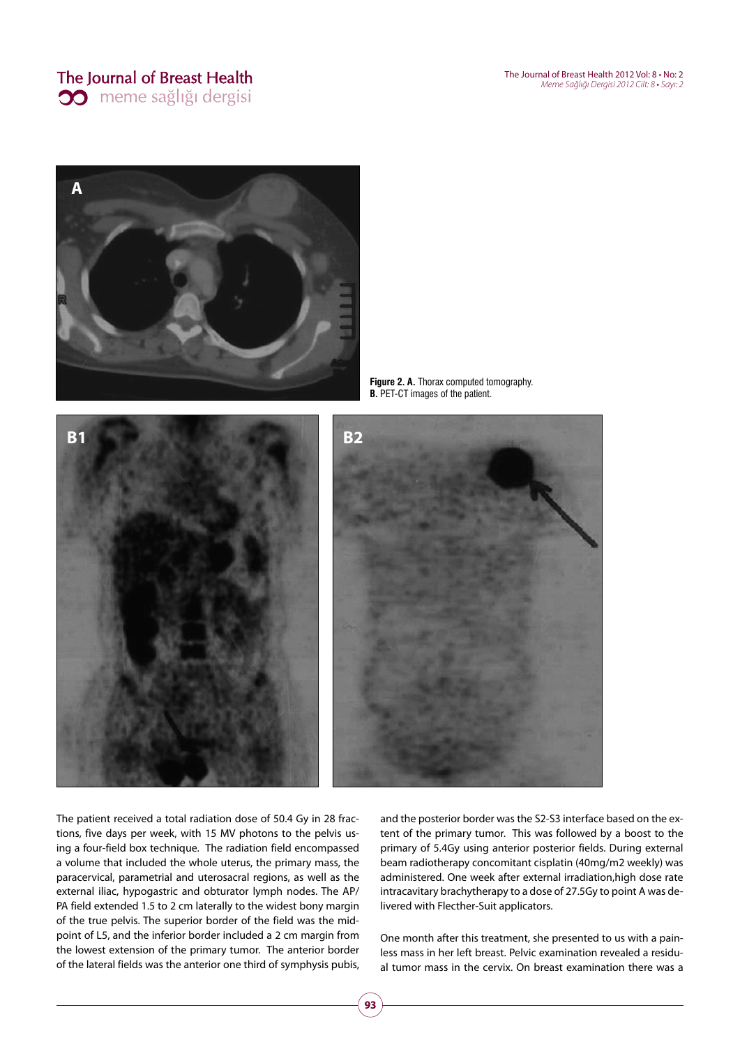**Figure 2. A.** Thorax computed tomography.
**B.** PET-CT images of the patient.

The patient received a total radiation dose of 50.4 Gy in 28 fractions, five days per week, with 15 MV photons to the pelvis using a four-field box technique. The radiation field encompassed a volume that included the whole uterus, the primary mass, the paracervical, parametrial and uterosacral regions, as well as the external iliac, hypogastric and obturator lymph nodes. The AP/PA field extended 1.5 to 2 cm laterally to the widest bony margin of the true pelvis. The superior border of the field was the midpoint of L5, and the inferior border included a 2 cm margin from the lowest extension of the primary tumor. The anterior border of the lateral fields was the anterior one third of symphysis pubis, and the posterior border was the S2-S3 interface based on the extent of the primary tumor. This was followed by a boost to the primary of 5.4Gy using anterior posterior fields. During external beam radiotherapy concomitant cisplatin (40mg/m2 weekly) was administered. One week after external irradiation,high dose rate intracavitary brachytherapy to a dose of 27.5Gy to point A was delivered with Flecther-Suit applicators.

One month after this treatment, she presented to us with a painless mass in her left breast. Pelvic examination revealed a residual tumor mass in the cervix. On breast examination there was a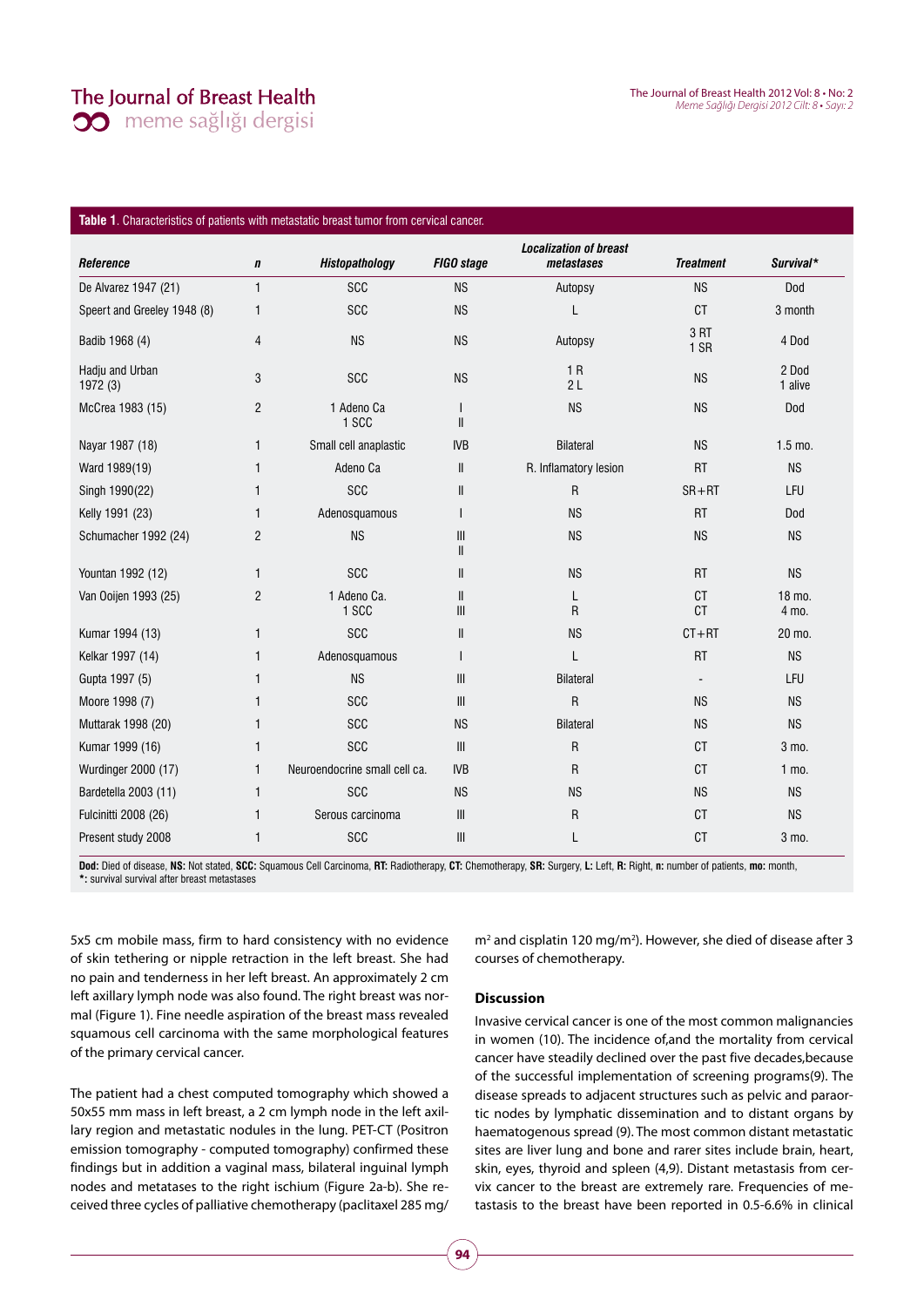**Table 1**. Characteristics of patients with metastatic breast tumor from cervical cancer.

| *Reference* | *n* | *Histopathology* | *FIGO stage* | *Localization of breast metastases* | *Treatment* | *Survival** |
|---|---|---|---|---|---|---|
| De Alvarez 1947 (21) | 1 | SCC | NS | Autopsy | NS | Dod |
| Speert and Greeley 1948 (8) | 1 | SCC | NS | L | CT | 3 month |
| Badib 1968 (4) | 4 | NS | NS | Autopsy | 3 RT<br>1 SR | 4 Dod |
| Hadju and Urban 1972 (3) | 3 | SCC | NS | 1 R<br>2 L | NS | 2 Dod<br>1 alive |
| McCrea 1983 (15) | 2 | 1 Adeno Ca<br>1 SCC | I<br>II | NS | NS | Dod |
| Nayar 1987 (18) | 1 | Small cell anaplastic | IVB | Bilateral | NS | 1.5 mo. |
| Ward 1989(19) | 1 | Adeno Ca | II | R. Inflamatory lesion | RT | NS |
| Singh 1990(22) | 1 | SCC | II | R | SR+RT | LFU |
| Kelly 1991 (23) | 1 | Adenosquamous | I | NS | RT | Dod |
| Schumacher 1992 (24) | 2 | NS | III<br>II | NS | NS | NS |
| Yountan 1992 (12) | 1 | SCC | II | NS | RT | NS |
| Van Ooijen 1993 (25) | 2 | 1 Adeno Ca.<br>1 SCC | II<br>III | L<br>R | CT<br>CT | 18 mo.<br>4 mo. |
| Kumar 1994 (13) | 1 | SCC | II | NS | CT+RT | 20 mo. |
| Kelkar 1997 (14) | 1 | Adenosquamous | I | L | RT | NS |
| Gupta 1997 (5) | 1 | NS | III | Bilateral | - | LFU |
| Moore 1998 (7) | 1 | SCC | III | R | NS | NS |
| Muttarak 1998 (20) | 1 | SCC | NS | Bilateral | NS | NS |
| Kumar 1999 (16) | 1 | SCC | III | R | CT | 3 mo. |
| Wurdinger 2000 (17) | 1 | Neuroendocrine small cell ca. | IVB | R | CT | 1 mo. |
| Bardetella 2003 (11) | 1 | SCC | NS | NS | NS | NS |
| Fulcinitti 2008 (26) | 1 | Serous carcinoma | III | R | CT | NS |
| Present study 2008 | 1 | SCC | III | L | CT | 3 mo. |

**Dod:** Died of disease, **NS:** Not stated, **SCC:** Squamous Cell Carcinoma, **RT:** Radiotherapy, **CT:** Chemotherapy, **SR:** Surgery, **L:** Left, **R:** Right, **n:** number of patients, **mo:** month,
***:** survival survival after breast metastases

5x5 cm mobile mass, firm to hard consistency with no evidence of skin tethering or nipple retraction in the left breast. She had no pain and tenderness in her left breast. An approximately 2 cm left axillary lymph node was also found. The right breast was normal (Figure 1). Fine needle aspiration of the breast mass revealed squamous cell carcinoma with the same morphological features of the primary cervical cancer.

The patient had a chest computed tomography which showed a 50x55 mm mass in left breast, a 2 cm lymph node in the left axillary region and metastatic nodules in the lung. PET-CT (Positron emission tomography - computed tomography) confirmed these findings but in addition a vaginal mass, bilateral inguinal lymph nodes and metatases to the right ischium (Figure 2a-b). She received three cycles of palliative chemotherapy (paclitaxel 285 mg/$m^2$ and cisplatin 120 mg/$m^2$). However, she died of disease after 3 courses of chemotherapy.

## Discussion

Invasive cervical cancer is one of the most common malignancies in women (10). The incidence of,and the mortality from cervical cancer have steadily declined over the past five decades,because of the successful implementation of screening programs(9). The disease spreads to adjacent structures such as pelvic and paraortic nodes by lymphatic dissemination and to distant organs by haematogenous spread (9). The most common distant metastatic sites are liver lung and bone and rarer sites include brain, heart, skin, eyes, thyroid and spleen (4,9). Distant metastasis from cervix cancer to the breast are extremely rare. Frequencies of metastasis to the breast have been reported in 0.5-6.6% in clinical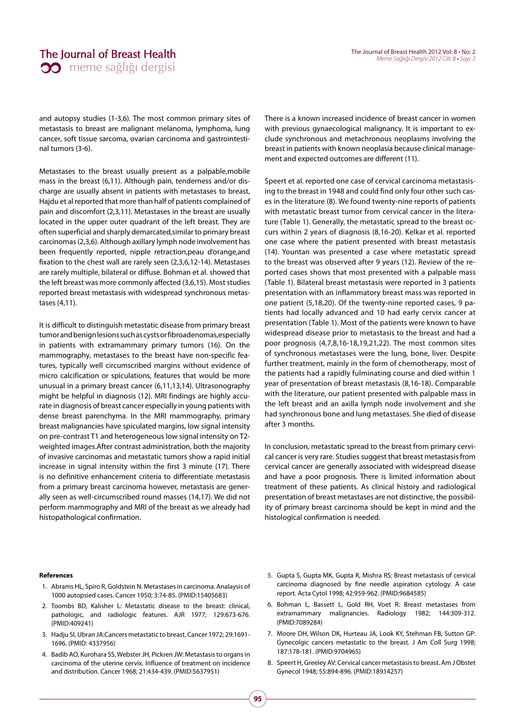and autopsy studies (1-3,6). The most common primary sites of metastasis to breast are malignant melanoma, lymphoma, lung cancer, soft tissue sarcoma, ovarian carcinoma and gastrointestinal tumors (3-6).

Metastases to the breast usually present as a palpable,mobile mass in the breast (6,11). Although pain, tenderness and/or discharge are usually absent in patients with metastases to breast, Hajdu et al reported that more than half of patients complained of pain and discomfort (2,3,11). Metastases in the breast are usually located in the upper outer quadrant of the left breast. They are often superficial and sharply demarcated,similar to primary breast carcinomas (2,3,6). Although axillary lymph node involvement has been frequently reported, nipple retraction,peau d'orange,and fixation to the chest wall are rarely seen (2,3,6,12-14). Metastases are rarely multiple, bilateral or diffuse. Bohman et al. showed that the left breast was more commonly affected (3,6,15). Most studies reported breast metastasis with widespread synchronous metastases (4,11).

It is difficult to distinguish metastatic disease from primary breast tumor and benign lesions such as cysts or fibroadenomas,especially in patients with extramammary primary tumors (16). On the mammography, metastases to the breast have non-specific features, typically well circumscribed margins without evidence of micro calcification or spiculations, features that would be more unusual in a primary breast cancer (6,11,13,14). Ultrasonography might be helpful in diagnosis (12). MRI findings are highly accurate in diagnosis of breast cancer especially in young patients with dense breast parenchyma. In the MRI mammography, primary breast malignancies have spiculated margins, low signal intensity on pre-contrast T1 and heterogeneous low signal intensity on T2-weighted images.After contrast administration, both the majority of invasive carcinomas and metastatic tumors show a rapid initial increase in signal intensity within the first 3 minute (17). There is no definitive enhancement criteria to differentiate metastasis from a primary breast carcinoma however, metastasis are generally seen as well-circumscribed round masses (14,17). We did not perform mammography and MRI of the breast as we already had histopathological confirmation.

There is a known increased incidence of breast cancer in women with previous gynaecological malignancy. It is important to exclude synchronous and metachronous neoplasms involving the breast in patients with known neoplasia because clinical management and expected outcomes are different (11).

Speert et al. reported one case of cervical carcinoma metastasising to the breast in 1948 and could find only four other such cases in the literature (8). We found twenty-nine reports of patients with metastatic breast tumor from cervical cancer in the literature (Table 1). Generally, the metastatic spread to the breast occurs within 2 years of diagnosis (8,16-20). Kelkar et al. reported one case where the patient presented with breast metastasis (14). Yountan was presented a case where metastatic spread to the breast was observed after 9 years (12). Review of the reported cases shows that most presented with a palpable mass (Table 1). Bilateral breast metastasis were reported in 3 patients presentation with an inflammatory breast mass was reported in one patient (5,18,20). Of the twenty-nine reported cases, 9 patients had locally advanced and 10 had early cervix cancer at presentation (Table 1). Most of the patients were known to have widespread disease prior to metastasis to the breast and had a poor prognosis (4,7,8,16-18,19,21,22). The most common sites of synchronous metastases were the lung, bone, liver. Despite further treatment, mainly in the form of chemotherapy, most of the patients had a rapidly fulminating course and died within 1 year of presentation of breast metastasis (8,16-18). Comparable with the literature, our patient presented with palpable mass in the left breast and an axilla lymph node involvement and she had synchronous bone and lung metastases. She died of disease after 3 months.

In conclusion, metastatic spread to the breast from primary cervical cancer is very rare. Studies suggest that breast metastasis from cervical cancer are generally associated with widespread disease and have a poor prognosis. There is limited information about treatment of these patients. As clinical history and radiological presentation of breast metastases are not distinctive, the possibility of primary breast carcinoma should be kept in mind and the histological confirmation is needed.

**References**

1. Abrams HL, Spiro R, Goldstein N. Metastases in carcinoma. Analaysis of 1000 autopsied cases. Cancer 1950; 3:74-85. (PMID:15405683)
2. Toombs BD, Kalisher L: Metastatic disease to the breast: clinical, pathologic, and radiologic features. AJR 1977; 129:673-676. (PMID:409241)
3. Hadju SI, Ubran JA:Cancers metastatic to breast. Cancer 1972; 29:1691-1696. (PMID: 4337956)
4. Badib AO, Kurohara SS, Webster JH, Pickren JW: Metastasis to organs in carcinoma of the uterine cervix. Influence of treatment on incidence and distribution. Cancer 1968; 21:434-439. (PMID:5637951)
5. Gupta S, Gupta MK, Gupta R, Mishra RS: Breast metastasis of cervical carcinoma diagnosed by fine needle aspiration cytology. A case report. Acta Cytol 1998; 42:959-962. (PMID:9684585)
6. Bohman L, Bassett L, Gold RH, Voet R: Breast metastases from extramammary malignancies. Radiology 1982; 144:309-312. (PMID:7089284)
7. Moore DH, Wilson DK, Hurteau JA, Look KY, Stehman FB, Sutton GP: Gynecolgic cancers metastatic to the breast. J Am Coll Surg 1998; 187:178-181. (PMID:9704965)
8. Speert H, Greeley AV: Cervical cancer metastasis to breast. Am J Obstet Gynecol 1948; 55:894-896. (PMID:18914257)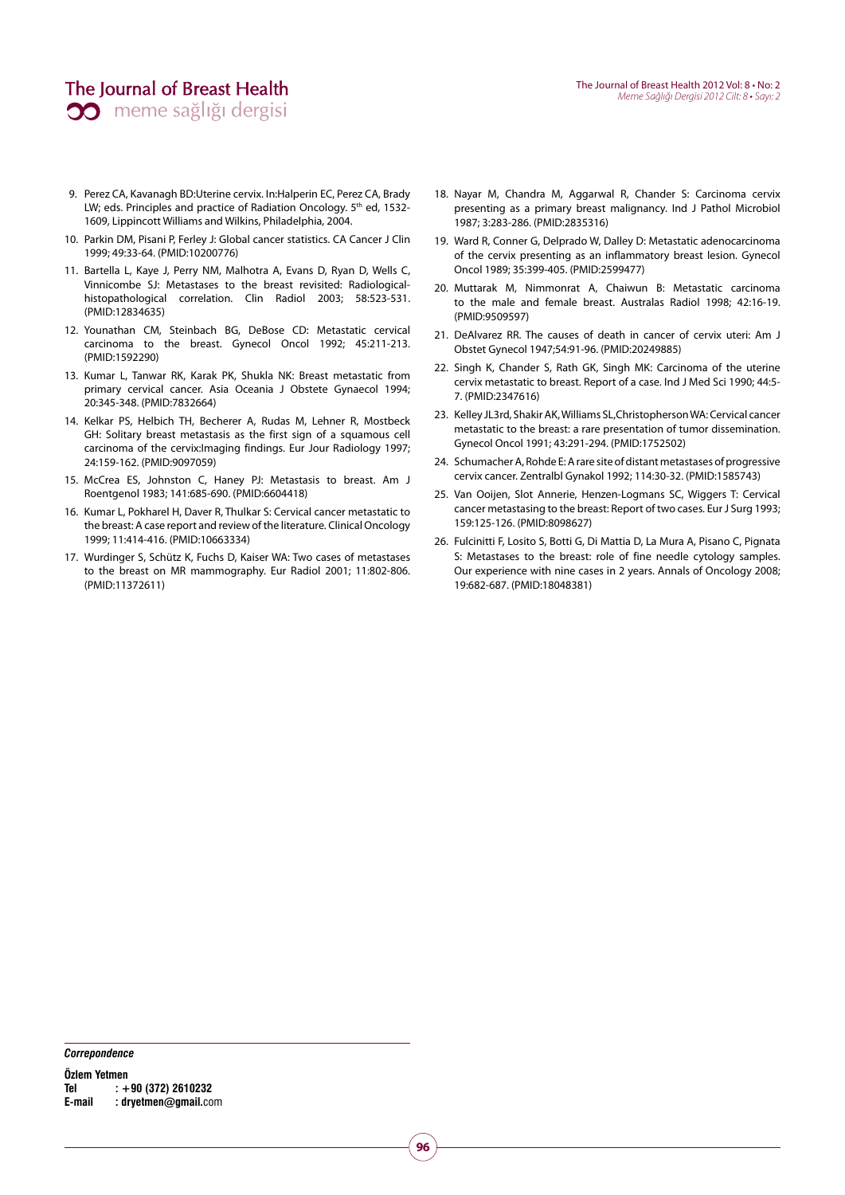9. Perez CA, Kavanagh BD:Uterine cervix. In:Halperin EC, Perez CA, Brady LW; eds. Principles and practice of Radiation Oncology. 5th ed, 1532-1609, Lippincott Williams and Wilkins, Philadelphia, 2004.
10. Parkin DM, Pisani P, Ferley J: Global cancer statistics. CA Cancer J Clin 1999; 49:33-64. (PMID:10200776)
11. Bartella L, Kaye J, Perry NM, Malhotra A, Evans D, Ryan D, Wells C, Vinnicombe SJ: Metastases to the breast revisited: Radiological-histopathological correlation. Clin Radiol 2003; 58:523-531. (PMID:12834635)
12. Younathan CM, Steinbach BG, DeBose CD: Metastatic cervical carcinoma to the breast. Gynecol Oncol 1992; 45:211-213. (PMID:1592290)
13. Kumar L, Tanwar RK, Karak PK, Shukla NK: Breast metastatic from primary cervical cancer. Asia Oceania J Obstete Gynaecol 1994; 20:345-348. (PMID:7832664)
14. Kelkar PS, Helbich TH, Becherer A, Rudas M, Lehner R, Mostbeck GH: Solitary breast metastasis as the first sign of a squamous cell carcinoma of the cervix:Imaging findings. Eur Jour Radiology 1997; 24:159-162. (PMID:9097059)
15. McCrea ES, Johnston C, Haney PJ: Metastasis to breast. Am J Roentgenol 1983; 141:685-690. (PMID:6604418)
16. Kumar L, Pokharel H, Daver R, Thulkar S: Cervical cancer metastatic to the breast: A case report and review of the literature. Clinical Oncology 1999; 11:414-416. (PMID:10663334)
17. Wurdinger S, Schütz K, Fuchs D, Kaiser WA: Two cases of metastases to the breast on MR mammography. Eur Radiol 2001; 11:802-806. (PMID:11372611)
18. Nayar M, Chandra M, Aggarwal R, Chander S: Carcinoma cervix presenting as a primary breast malignancy. Ind J Pathol Microbiol 1987; 3:283-286. (PMID:2835316)
19. Ward R, Conner G, Delprado W, Dalley D: Metastatic adenocarcinoma of the cervix presenting as an inflammatory breast lesion. Gynecol Oncol 1989; 35:399-405. (PMID:2599477)
20. Muttarak M, Nimmonrat A, Chaiwun B: Metastatic carcinoma to the male and female breast. Australas Radiol 1998; 42:16-19. (PMID:9509597)
21. DeAlvarez RR. The causes of death in cancer of cervix uteri: Am J Obstet Gynecol 1947;54:91-96. (PMID:20249885)
22. Singh K, Chander S, Rath GK, Singh MK: Carcinoma of the uterine cervix metastatic to breast. Report of a case. Ind J Med Sci 1990; 44:5-7. (PMID:2347616)
23. Kelley JL3rd, Shakir AK, Williams SL, Christopherson WA: Cervical cancer metastatic to the breast: a rare presentation of tumor dissemination. Gynecol Oncol 1991; 43:291-294. (PMID:1752502)
24. Schumacher A, Rohde E: A rare site of distant metastases of progressive cervix cancer. Zentralbl Gynakol 1992; 114:30-32. (PMID:1585743)
25. Van Ooijen, Slot Annerie, Henzen-Logmans SC, Wiggers T: Cervical cancer metastasing to the breast: Report of two cases. Eur J Surg 1993; 159:125-126. (PMID:8098627)
26. Fulcinitti F, Losito S, Botti G, Di Mattia D, La Mura A, Pisano C, Pignata S: Metastases to the breast: role of fine needle cytology samples. Our experience with nine cases in 2 years. Annals of Oncology 2008; 19:682-687. (PMID:18048381)

***Correpondence***

**Özlem Yetmen**
**Tel** : +90 (372) 2610232
**E-mail** : **dryetmen@gmail.**com